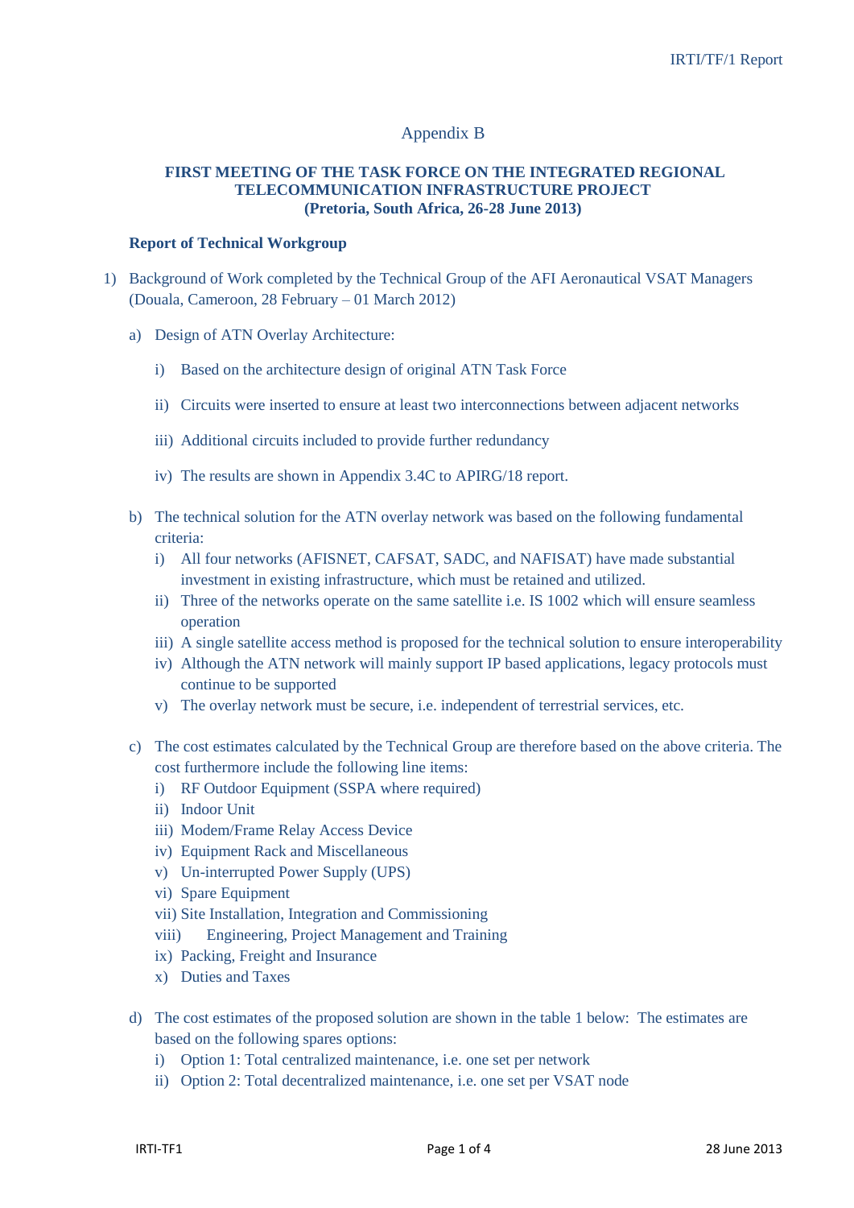# Appendix B

## FIRST MEETING OF THE TASK FORCE ON THE INTEGRATED REGIONAL TELECOMMUNICATION INFRASTRUCTURE PROJECT (Pretoria, South Africa, 26-28 June 2013)

### Report of Technical Workgroup

1) Background of Work completed by the Technical Group of the AFI Aeronautical VSAT Managers (Douala, Cameroon, 28 February – 01 March 2012)

   a) Design of ATN Overlay Architecture:

      i) Based on the architecture design of original ATN Task Force

      ii) Circuits were inserted to ensure at least two interconnections between adjacent networks

      iii) Additional circuits included to provide further redundancy

      iv) The results are shown in Appendix 3.4C to APIRG/18 report.

   b) The technical solution for the ATN overlay network was based on the following fundamental criteria:
      i) All four networks (AFISNET, CAFSAT, SADC, and NAFISAT) have made substantial investment in existing infrastructure, which must be retained and utilized.
      ii) Three of the networks operate on the same satellite i.e. IS 1002 which will ensure seamless operation
      iii) A single satellite access method is proposed for the technical solution to ensure interoperability
      iv) Although the ATN network will mainly support IP based applications, legacy protocols must continue to be supported
      v) The overlay network must be secure, i.e. independent of terrestrial services, etc.

   c) The cost estimates calculated by the Technical Group are therefore based on the above criteria. The cost furthermore include the following line items:
      i) RF Outdoor Equipment (SSPA where required)
      ii) Indoor Unit
      iii) Modem/Frame Relay Access Device
      iv) Equipment Rack and Miscellaneous
      v) Un-interrupted Power Supply (UPS)
      vi) Spare Equipment
      vii) Site Installation, Integration and Commissioning
      viii) Engineering, Project Management and Training
      ix) Packing, Freight and Insurance
      x) Duties and Taxes

   d) The cost estimates of the proposed solution are shown in the table 1 below: The estimates are based on the following spares options:
      i) Option 1: Total centralized maintenance, i.e. one set per network
      ii) Option 2: Total decentralized maintenance, i.e. one set per VSAT node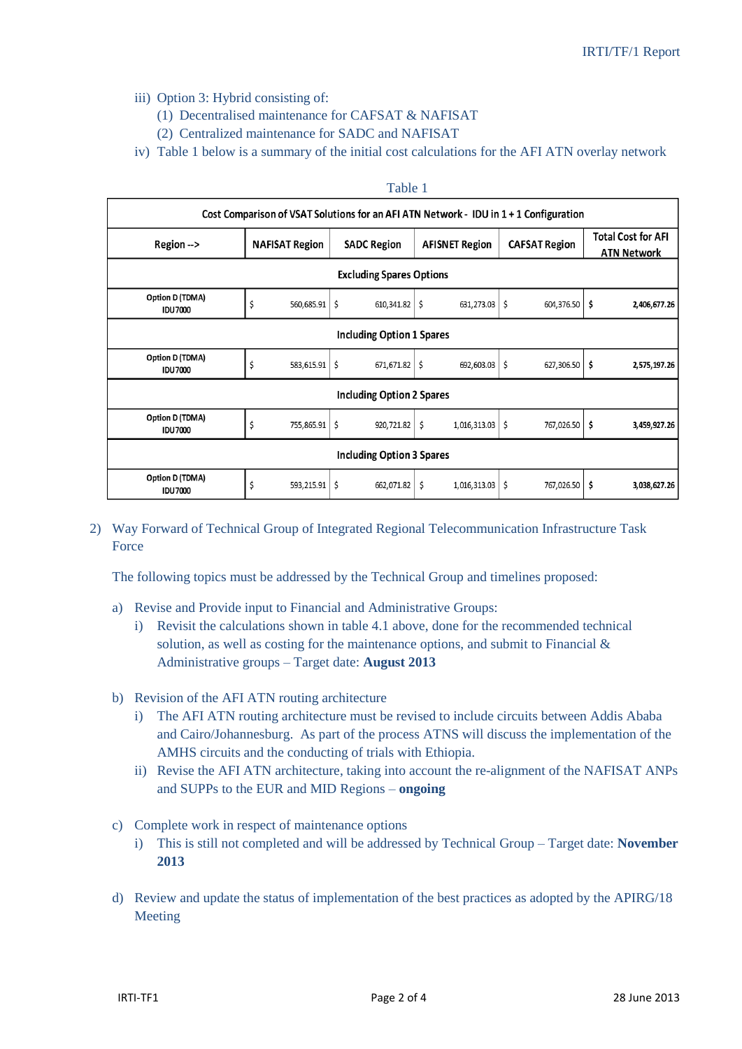iii) Option 3: Hybrid consisting of:
   (1) Decentralised maintenance for CAFSAT & NAFISAT
   (2) Centralized maintenance for SADC and NAFISAT

iv) Table 1 below is a summary of the initial cost calculations for the AFI ATN overlay network

Table 1

| Cost Comparison of VSAT Solutions for an AFI ATN Network - IDU in 1 + 1 Configuration | | | | | |
|---|---|---|---|---|---|
| Region --> | NAFISAT Region | SADC Region | AFISNET Region | CAFSAT Region | Total Cost for AFI ATN Network |
| **Excluding Spares Options** | | | | | |
| Option D (TDMA) IDU7000 | $ 560,685.91 | $ 610,341.82 | $ 631,273.03 | $ 604,376.50 | **$ 2,406,677.26** |
| **Including Option 1 Spares** | | | | | |
| Option D (TDMA) IDU7000 | $ 583,615.91 | $ 671,671.82 | $ 692,603.03 | $ 627,306.50 | **$ 2,575,197.26** |
| **Including Option 2 Spares** | | | | | |
| Option D (TDMA) IDU7000 | $ 755,865.91 | $ 920,721.82 | $ 1,016,313.03 | $ 767,026.50 | **$ 3,459,927.26** |
| **Including Option 3 Spares** | | | | | |
| Option D (TDMA) IDU7000 | $ 593,215.91 | $ 662,071.82 | $ 1,016,313.03 | $ 767,026.50 | **$ 3,038,627.26** |

2) Way Forward of Technical Group of Integrated Regional Telecommunication Infrastructure Task Force

   The following topics must be addressed by the Technical Group and timelines proposed:

   a) Revise and Provide input to Financial and Administrative Groups:
      i) Revisit the calculations shown in table 4.1 above, done for the recommended technical solution, as well as costing for the maintenance options, and submit to Financial & Administrative groups – Target date: **August 2013**

   b) Revision of the AFI ATN routing architecture
      i) The AFI ATN routing architecture must be revised to include circuits between Addis Ababa and Cairo/Johannesburg. As part of the process ATNS will discuss the implementation of the AMHS circuits and the conducting of trials with Ethiopia.
      ii) Revise the AFI ATN architecture, taking into account the re-alignment of the NAFISAT ANPs and SUPPs to the EUR and MID Regions – **ongoing**

   c) Complete work in respect of maintenance options
      i) This is still not completed and will be addressed by Technical Group – Target date: **November 2013**

   d) Review and update the status of implementation of the best practices as adopted by the APIRG/18 Meeting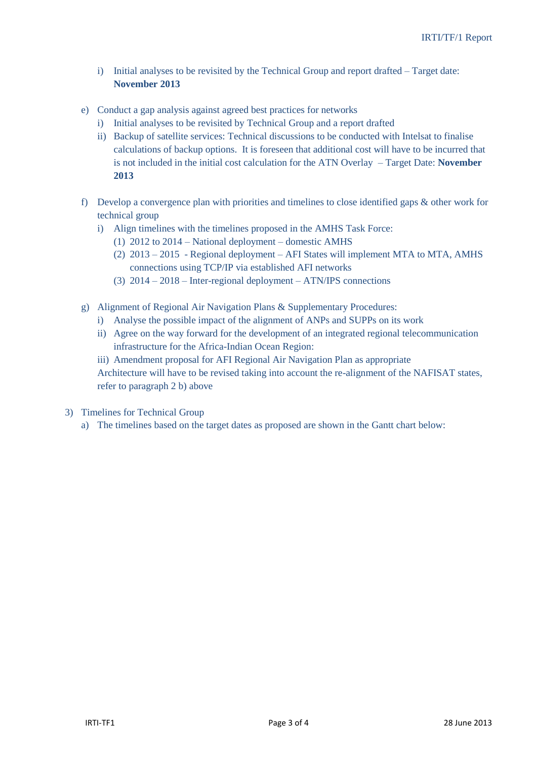i) Initial analyses to be revisited by the Technical Group and report drafted – Target date: **November 2013**

e) Conduct a gap analysis against agreed best practices for networks
   i) Initial analyses to be revisited by Technical Group and a report drafted
   ii) Backup of satellite services: Technical discussions to be conducted with Intelsat to finalise calculations of backup options. It is foreseen that additional cost will have to be incurred that is not included in the initial cost calculation for the ATN Overlay – Target Date: **November 2013**

f) Develop a convergence plan with priorities and timelines to close identified gaps & other work for technical group
   i) Align timelines with the timelines proposed in the AMHS Task Force:
      (1) 2012 to 2014 – National deployment – domestic AMHS
      (2) 2013 – 2015 - Regional deployment – AFI States will implement MTA to MTA, AMHS connections using TCP/IP via established AFI networks
      (3) 2014 – 2018 – Inter-regional deployment – ATN/IPS connections

g) Alignment of Regional Air Navigation Plans & Supplementary Procedures:
   i) Analyse the possible impact of the alignment of ANPs and SUPPs on its work
   ii) Agree on the way forward for the development of an integrated regional telecommunication infrastructure for the Africa-Indian Ocean Region:
   iii) Amendment proposal for AFI Regional Air Navigation Plan as appropriate

   Architecture will have to be revised taking into account the re-alignment of the NAFISAT states, refer to paragraph 2 b) above

3) Timelines for Technical Group
   a) The timelines based on the target dates as proposed are shown in the Gantt chart below: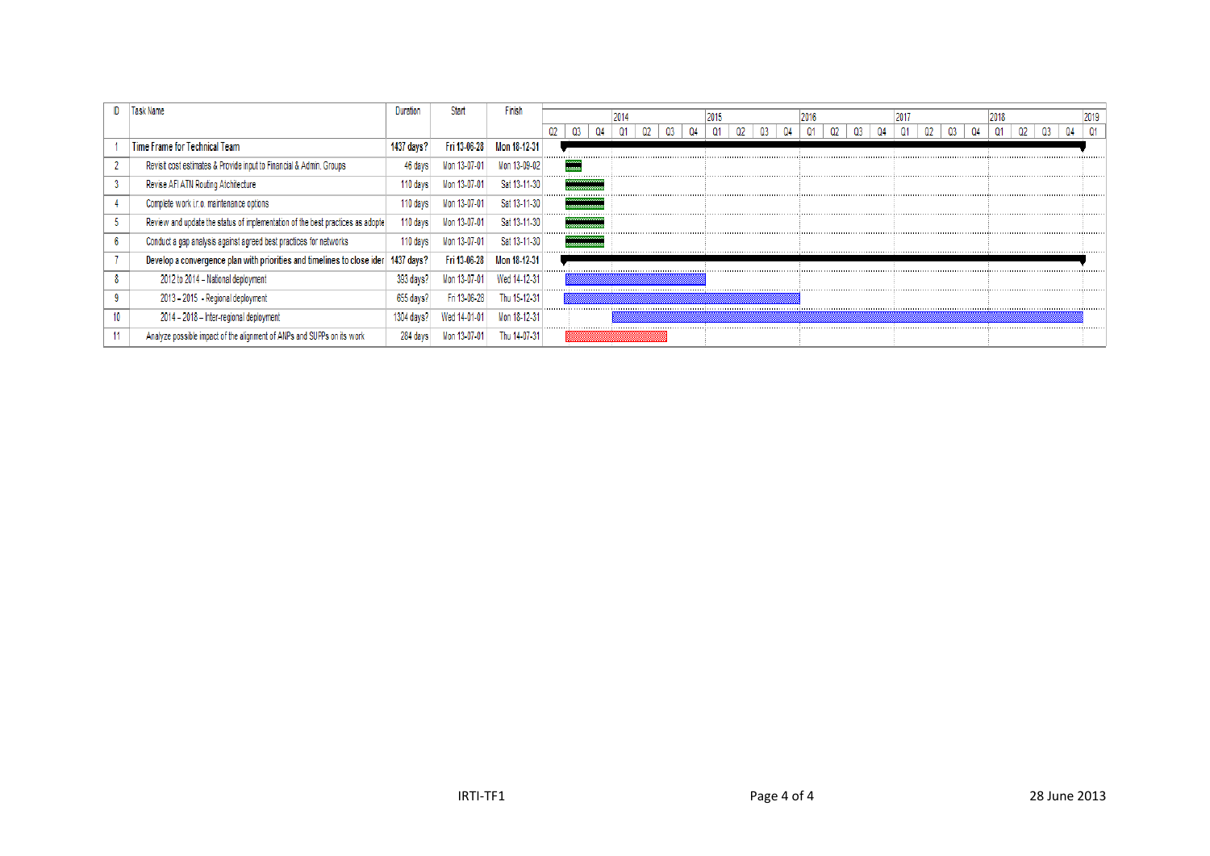| ID | Task Name | Duration | Start | Finish |
|---|---|---|---|---|
| 1 | **Time Frame for Technical Team** | **1437 days?** | **Fri 13-06-28** | **Mon 18-12-31** |
| 2 | Revisit cost estimates & Provide input to Financial & Admin. Groups | 46 days | Mon 13-07-01 | Mon 13-09-02 |
| 3 | Revise AFI ATN Routing Architecture | 110 days | Mon 13-07-01 | Sat 13-11-30 |
| 4 | Complete work i.r.o. maintenance options | 110 days | Mon 13-07-01 | Sat 13-11-30 |
| 5 | Review and update the status of implementation of the best practices as adopte | 110 days | Mon 13-07-01 | Sat 13-11-30 |
| 6 | Conduct a gap analysis against agreed best practices for networks | 110 days | Mon 13-07-01 | Sat 13-11-30 |
| 7 | **Develop a convergence plan with priorities and timelines to close ider** | **1437 days?** | **Fri 13-06-28** | **Mon 18-12-31** |
| 8 | 2012 to 2014 – National deployment | 393 days? | Mon 13-07-01 | Wed 14-12-31 |
| 9 | 2013 – 2015 - Regional deployment | 655 days? | Fri 13-06-28 | Thu 15-12-31 |
| 10 | 2014 – 2018 – Inter-regional deployment | 1304 days? | Wed 14-01-01 | Mon 18-12-31 |
| 11 | Analyze possible impact of the alignment of ANPs and SUPPs on its work | 284 days | Mon 13-07-01 | Thu 14-07-31 |

2014
2015
2016
2017
2018
2019
Q2 Q3 Q4 Q1 Q2 Q3 Q4 Q1 Q2 Q3 Q4 Q1 Q2 Q3 Q4 Q1 Q2 Q3 Q4 Q1 Q2 Q3 Q4 Q1

IRTI-TF1

28 June 2013